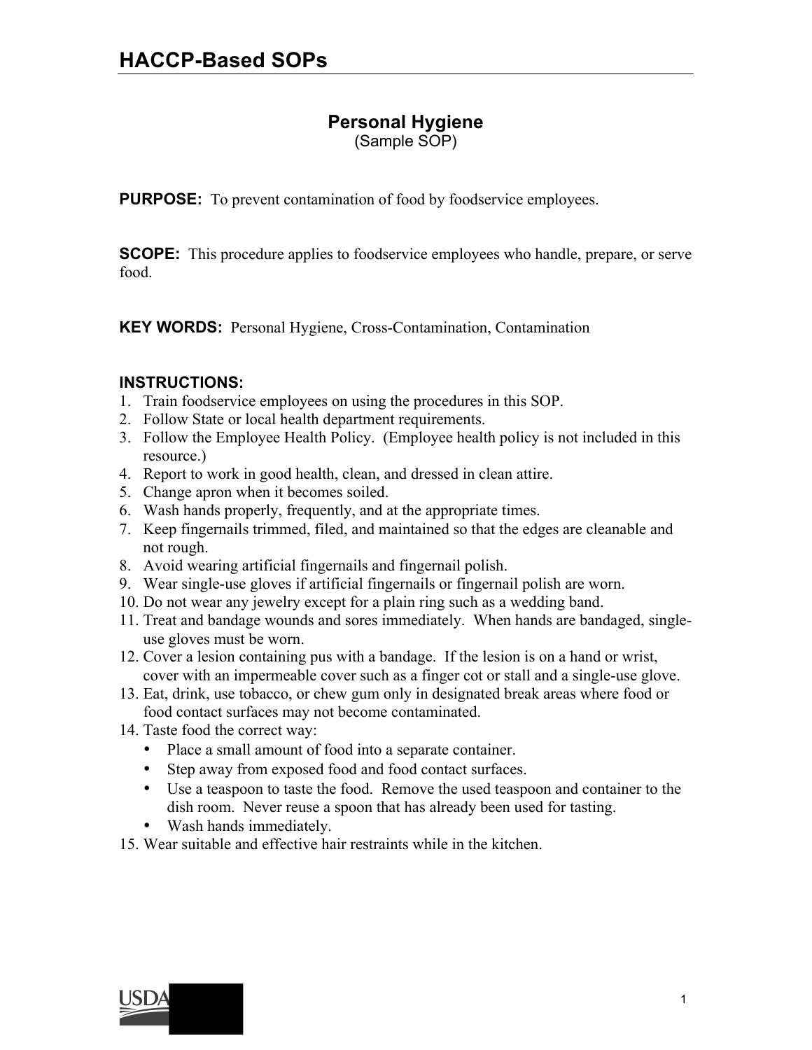# HACCP-Based SOPs

## Personal Hygiene
(Sample SOP)

**PURPOSE:** To prevent contamination of food by foodservice employees.

**SCOPE:** This procedure applies to foodservice employees who handle, prepare, or serve food.

**KEY WORDS:** Personal Hygiene, Cross-Contamination, Contamination

**INSTRUCTIONS:**

1. Train foodservice employees on using the procedures in this SOP.
2. Follow State or local health department requirements.
3. Follow the Employee Health Policy. (Employee health policy is not included in this resource.)
4. Report to work in good health, clean, and dressed in clean attire.
5. Change apron when it becomes soiled.
6. Wash hands properly, frequently, and at the appropriate times.
7. Keep fingernails trimmed, filed, and maintained so that the edges are cleanable and not rough.
8. Avoid wearing artificial fingernails and fingernail polish.
9. Wear single-use gloves if artificial fingernails or fingernail polish are worn.
10. Do not wear any jewelry except for a plain ring such as a wedding band.
11. Treat and bandage wounds and sores immediately. When hands are bandaged, single-use gloves must be worn.
12. Cover a lesion containing pus with a bandage. If the lesion is on a hand or wrist, cover with an impermeable cover such as a finger cot or stall and a single-use glove.
13. Eat, drink, use tobacco, or chew gum only in designated break areas where food or food contact surfaces may not become contaminated.
14. Taste food the correct way:
    - Place a small amount of food into a separate container.
    - Step away from exposed food and food contact surfaces.
    - Use a teaspoon to taste the food. Remove the used teaspoon and container to the dish room. Never reuse a spoon that has already been used for tasting.
    - Wash hands immediately.
15. Wear suitable and effective hair restraints while in the kitchen.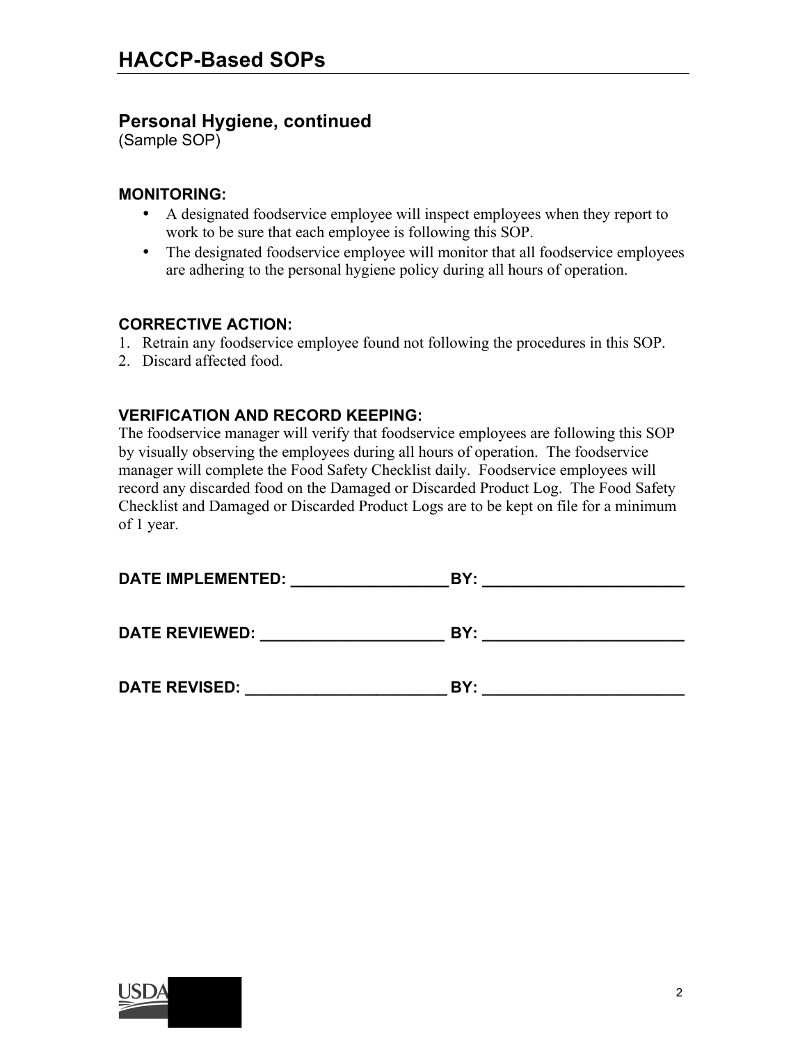## Personal Hygiene, continued

(Sample SOP)

**MONITORING:**

- A designated foodservice employee will inspect employees when they report to work to be sure that each employee is following this SOP.
- The designated foodservice employee will monitor that all foodservice employees are adhering to the personal hygiene policy during all hours of operation.

**CORRECTIVE ACTION:**

1. Retrain any foodservice employee found not following the procedures in this SOP.
2. Discard affected food.

**VERIFICATION AND RECORD KEEPING:**

The foodservice manager will verify that foodservice employees are following this SOP by visually observing the employees during all hours of operation. The foodservice manager will complete the Food Safety Checklist daily. Foodservice employees will record any discarded food on the Damaged or Discarded Product Log. The Food Safety Checklist and Damaged or Discarded Product Logs are to be kept on file for a minimum of 1 year.

**DATE IMPLEMENTED: __________________ BY: _______________________**

**DATE REVIEWED: _____________________ BY: _______________________**

**DATE REVISED: _______________________ BY: _______________________**